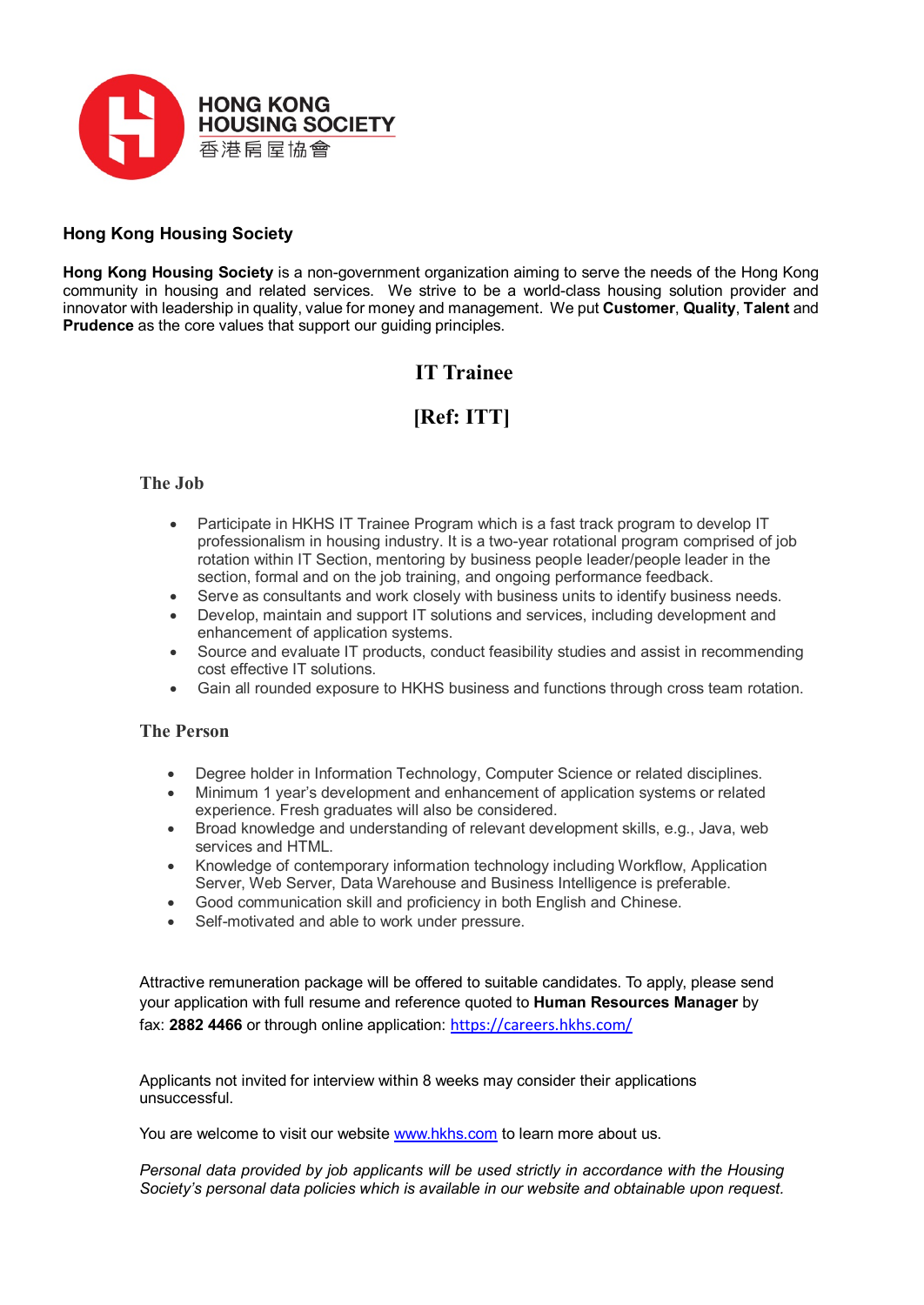HONG KONG HOUSING SOCIETY
香港房屋協會

**Hong Kong Housing Society**

**Hong Kong Housing Society** is a non-government organization aiming to serve the needs of the Hong Kong community in housing and related services. We strive to be a world-class housing solution provider and innovator with leadership in quality, value for money and management. We put **Customer**, **Quality**, **Talent** and **Prudence** as the core values that support our guiding principles.

# IT Trainee

# [Ref: ITT]

## The Job

- Participate in HKHS IT Trainee Program which is a fast track program to develop IT professionalism in housing industry. It is a two-year rotational program comprised of job rotation within IT Section, mentoring by business people leader/people leader in the section, formal and on the job training, and ongoing performance feedback.
- Serve as consultants and work closely with business units to identify business needs.
- Develop, maintain and support IT solutions and services, including development and enhancement of application systems.
- Source and evaluate IT products, conduct feasibility studies and assist in recommending cost effective IT solutions.
- Gain all rounded exposure to HKHS business and functions through cross team rotation.

## The Person

- Degree holder in Information Technology, Computer Science or related disciplines.
- Minimum 1 year's development and enhancement of application systems or related experience. Fresh graduates will also be considered.
- Broad knowledge and understanding of relevant development skills, e.g., Java, web services and HTML.
- Knowledge of contemporary information technology including Workflow, Application Server, Web Server, Data Warehouse and Business Intelligence is preferable.
- Good communication skill and proficiency in both English and Chinese.
- Self-motivated and able to work under pressure.

Attractive remuneration package will be offered to suitable candidates. To apply, please send your application with full resume and reference quoted to **Human Resources Manager** by fax: **2882 4466** or through online application: https://careers.hkhs.com/

Applicants not invited for interview within 8 weeks may consider their applications unsuccessful.

You are welcome to visit our website www.hkhs.com to learn more about us.

*Personal data provided by job applicants will be used strictly in accordance with the Housing Society's personal data policies which is available in our website and obtainable upon request.*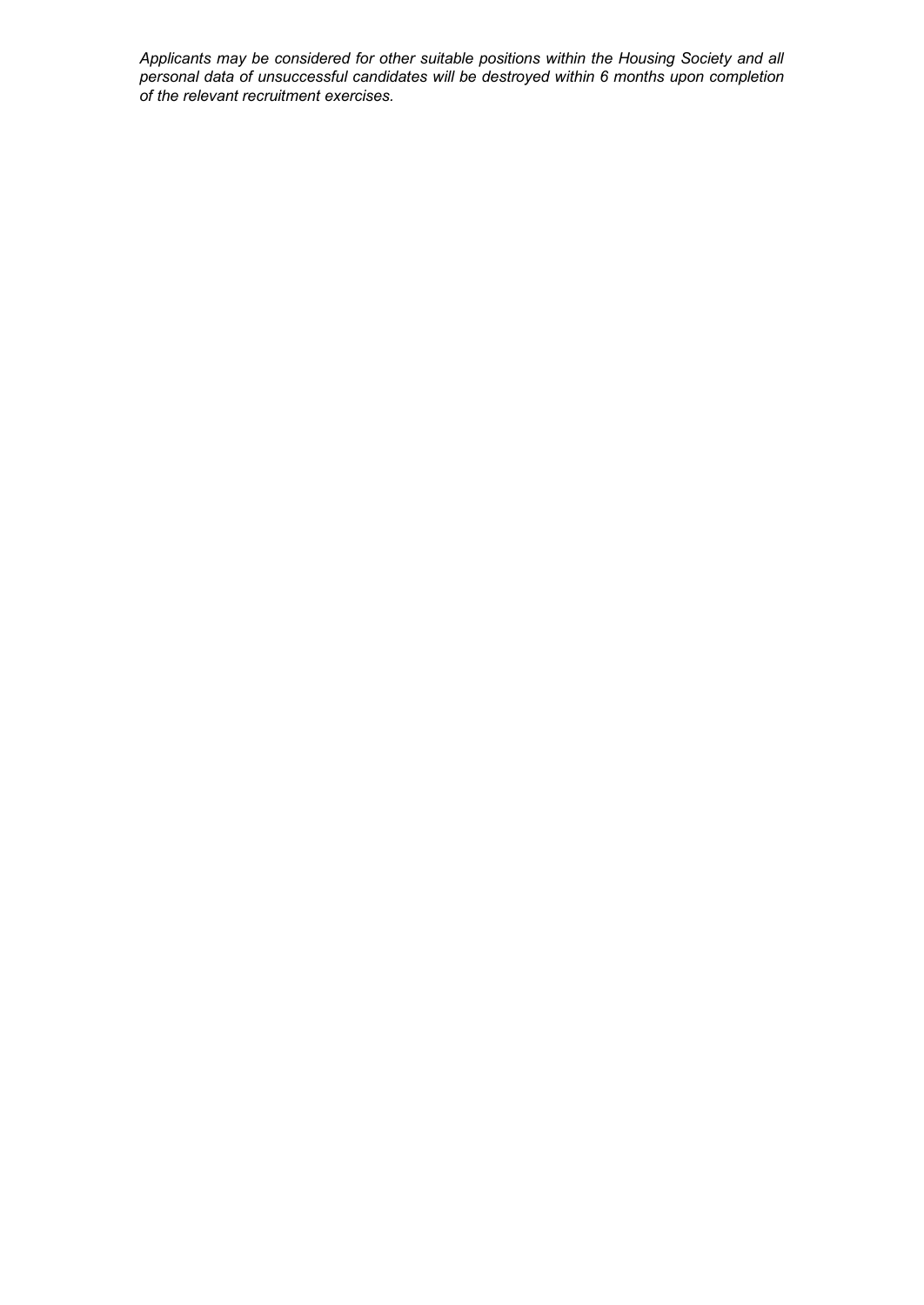*Applicants may be considered for other suitable positions within the Housing Society and all personal data of unsuccessful candidates will be destroyed within 6 months upon completion of the relevant recruitment exercises.*